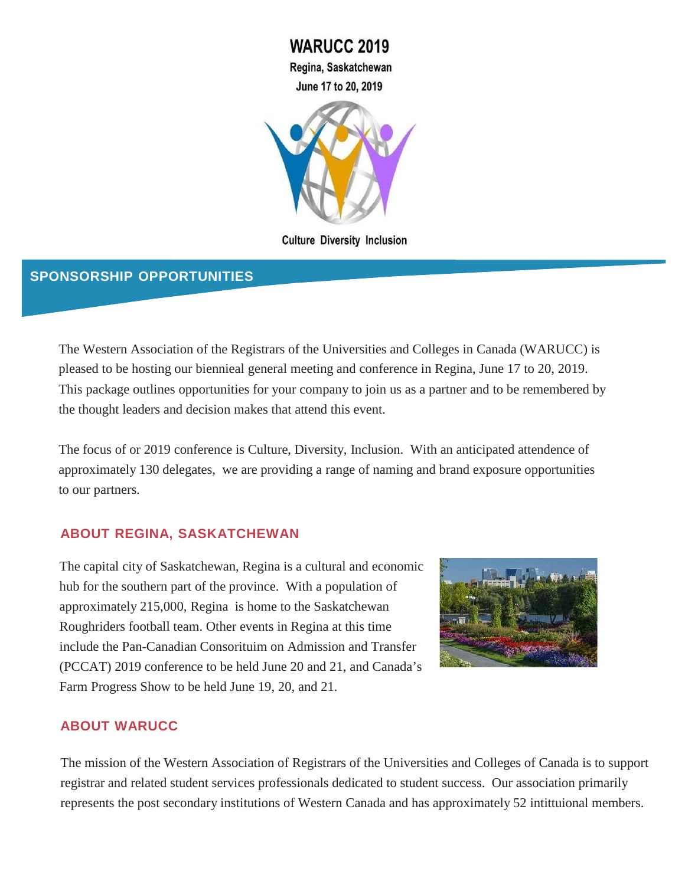# WARUCC 2019

Regina, Saskatchewan

June 17 to 20, 2019

Culture Diversity Inclusion

## SPONSORSHIP OPPORTUNITIES

The Western Association of the Registrars of the Universities and Colleges in Canada (WARUCC) is pleased to be hosting our biennieal general meeting and conference in Regina, June 17 to 20, 2019. This package outlines opportunities for your company to join us as a partner and to be remembered by the thought leaders and decision makes that attend this event.

The focus of or 2019 conference is Culture, Diversity, Inclusion. With an anticipated attendence of approximately 130 delegates, we are providing a range of naming and brand exposure opportunities to our partners.

### ABOUT REGINA, SASKATCHEWAN

The capital city of Saskatchewan, Regina is a cultural and economic hub for the southern part of the province. With a population of approximately 215,000, Regina is home to the Saskatchewan Roughriders football team. Other events in Regina at this time include the Pan-Canadian Consorituim on Admission and Transfer (PCCAT) 2019 conference to be held June 20 and 21, and Canada's Farm Progress Show to be held June 19, 20, and 21.

### ABOUT WARUCC

The mission of the Western Association of Registrars of the Universities and Colleges of Canada is to support registrar and related student services professionals dedicated to student success. Our association primarily represents the post secondary institutions of Western Canada and has approximately 52 intittuional members.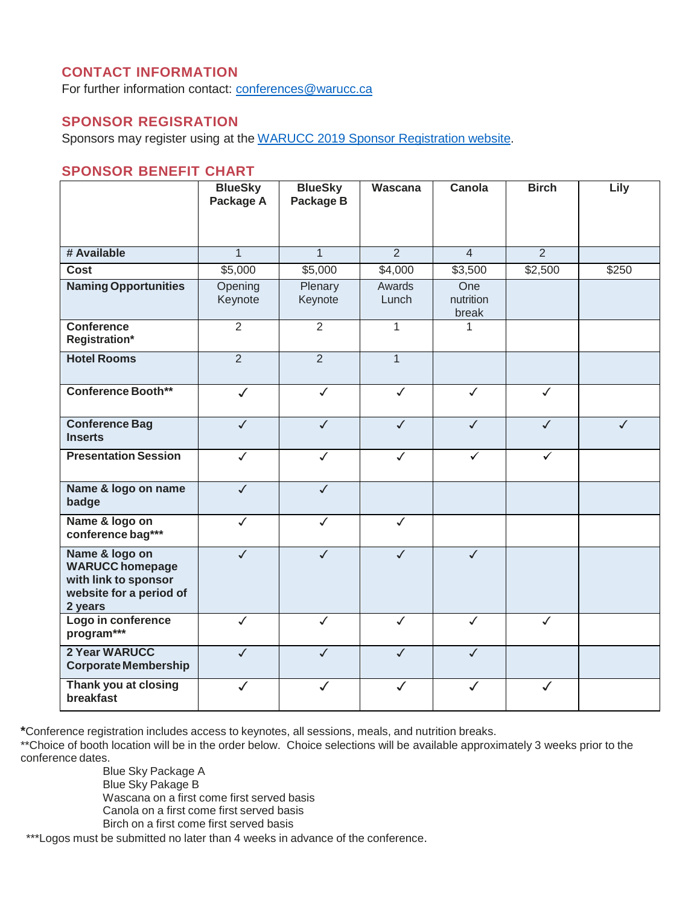## CONTACT INFORMATION

For further information contact: [conferences@warucc.ca](mailto:conferences@warucc.ca)

## SPONSOR REGISRATION

Sponsors may register using at the WARUCC 2019 Sponsor Registration website.

## SPONSOR BENEFIT CHART

| | BlueSky Package A | BlueSky Package B | Wascana | Canola | Birch | Lily |
|---|---|---|---|---|---|---|
| **# Available** | 1 | 1 | 2 | 4 | 2 | |
| **Cost** | $5,000 | $5,000 | $4,000 | $3,500 | $2,500 | $250 |
| **Naming Opportunities** | Opening Keynote | Plenary Keynote | Awards Lunch | One nutrition break | | |
| **Conference Registration*** | 2 | 2 | 1 | 1 | | |
| **Hotel Rooms** | 2 | 2 | 1 | | | |
| **Conference Booth**** | ✓ | ✓ | ✓ | ✓ | ✓ | |
| **Conference Bag Inserts** | ✓ | ✓ | ✓ | ✓ | ✓ | ✓ |
| **Presentation Session** | ✓ | ✓ | ✓ | ✓ | ✓ | |
| **Name & logo on name badge** | ✓ | ✓ | | | | |
| **Name & logo on conference bag***** | ✓ | ✓ | ✓ | | | |
| **Name & logo on WARUCC homepage with link to sponsor website for a period of 2 years** | ✓ | ✓ | ✓ | ✓ | | |
| **Logo in conference program***** | ✓ | ✓ | ✓ | ✓ | ✓ | |
| **2 Year WARUCC Corporate Membership** | ✓ | ✓ | ✓ | ✓ | | |
| **Thank you at closing breakfast** | ✓ | ✓ | ✓ | ✓ | ✓ | |

**\***Conference registration includes access to keynotes, all sessions, meals, and nutrition breaks.

**Choice of booth location will be in the order below. Choice selections will be available approximately 3 weeks prior to the conference dates.

- Blue Sky Package A
- Blue Sky Pakage B
- Wascana on a first come first served basis
- Canola on a first come first served basis
- Birch on a first come first served basis

***Logos must be submitted no later than 4 weeks in advance of the conference.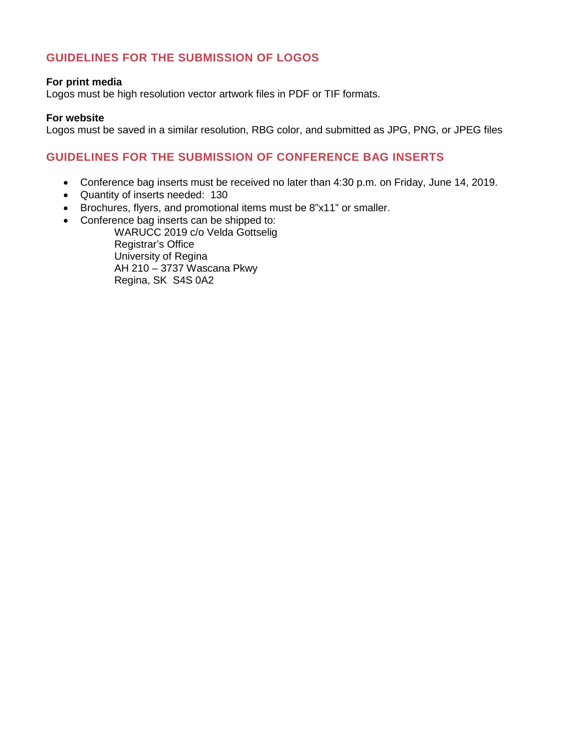## GUIDELINES FOR THE SUBMISSION OF LOGOS

**For print media**
Logos must be high resolution vector artwork files in PDF or TIF formats.

**For website**
Logos must be saved in a similar resolution, RBG color, and submitted as JPG, PNG, or JPEG files

## GUIDELINES FOR THE SUBMISSION OF CONFERENCE BAG INSERTS

- Conference bag inserts must be received no later than 4:30 p.m. on Friday, June 14, 2019.
- Quantity of inserts needed: 130
- Brochures, flyers, and promotional items must be 8”x11” or smaller.
- Conference bag inserts can be shipped to:

  WARUCC 2019 c/o Velda Gottselig
  Registrar’s Office
  University of Regina
  AH 210 – 3737 Wascana Pkwy
  Regina, SK S4S 0A2